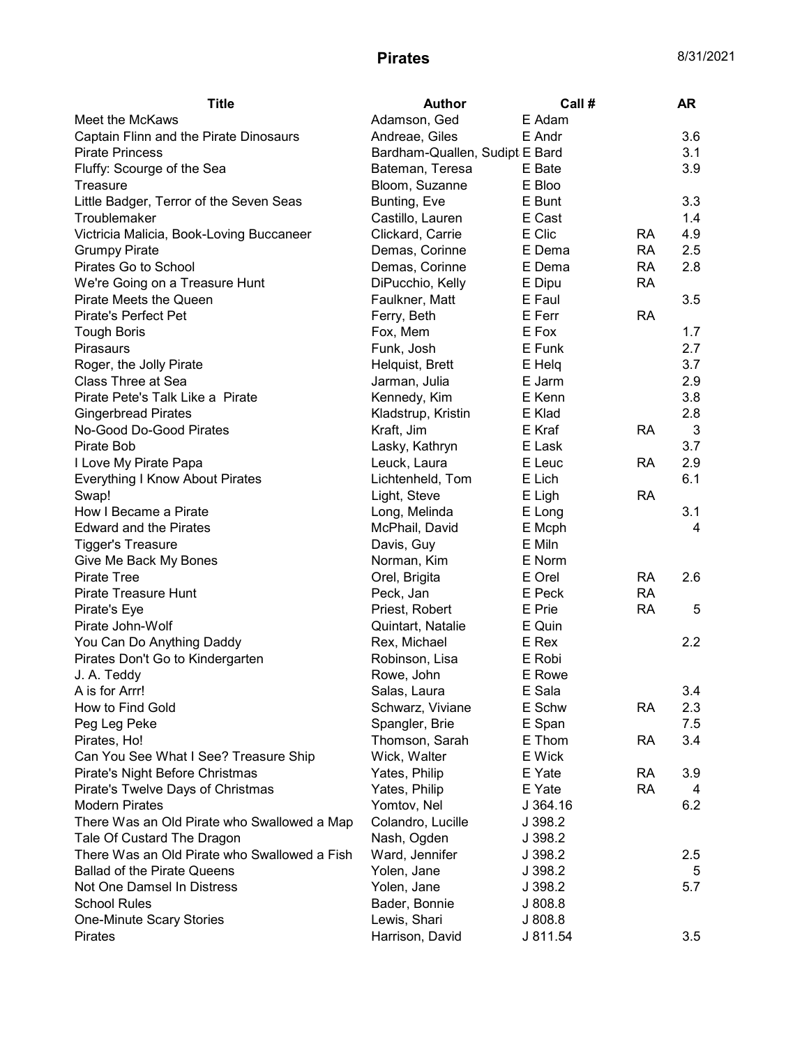# Pirates

8/31/2021

| Title | Author | Call # | | AR |
|---|---|---|---|---|
| Meet the McKaws | Adamson, Ged | E Adam | | |
| Captain Flinn and the Pirate Dinosaurs | Andreae, Giles | E Andr | | 3.6 |
| Pirate Princess | Bardham-Quallen, Sudipt | E Bard | | 3.1 |
| Fluffy: Scourge of the Sea | Bateman, Teresa | E Bate | | 3.9 |
| Treasure | Bloom, Suzanne | E Bloo | | |
| Little Badger, Terror of the Seven Seas | Bunting, Eve | E Bunt | | 3.3 |
| Troublemaker | Castillo, Lauren | E Cast | | 1.4 |
| Victricia Malicia, Book-Loving Buccaneer | Clickard, Carrie | E Clic | RA | 4.9 |
| Grumpy Pirate | Demas, Corinne | E Dema | RA | 2.5 |
| Pirates Go to School | Demas, Corinne | E Dema | RA | 2.8 |
| We're Going on a Treasure Hunt | DiPucchio, Kelly | E Dipu | RA | |
| Pirate Meets the Queen | Faulkner, Matt | E Faul | | 3.5 |
| Pirate's Perfect Pet | Ferry, Beth | E Ferr | RA | |
| Tough Boris | Fox, Mem | E Fox | | 1.7 |
| Pirasaurs | Funk, Josh | E Funk | | 2.7 |
| Roger, the Jolly Pirate | Helquist, Brett | E Helq | | 3.7 |
| Class Three at Sea | Jarman, Julia | E Jarm | | 2.9 |
| Pirate Pete's Talk Like a Pirate | Kennedy, Kim | E Kenn | | 3.8 |
| Gingerbread Pirates | Kladstrup, Kristin | E Klad | | 2.8 |
| No-Good Do-Good Pirates | Kraft, Jim | E Kraf | RA | 3 |
| Pirate Bob | Lasky, Kathryn | E Lask | | 3.7 |
| I Love My Pirate Papa | Leuck, Laura | E Leuc | RA | 2.9 |
| Everything I Know About Pirates | Lichtenheld, Tom | E Lich | | 6.1 |
| Swap! | Light, Steve | E Ligh | RA | |
| How I Became a Pirate | Long, Melinda | E Long | | 3.1 |
| Edward and the Pirates | McPhail, David | E Mcph | | 4 |
| Tigger's Treasure | Davis, Guy | E Miln | | |
| Give Me Back My Bones | Norman, Kim | E Norm | | |
| Pirate Tree | Orel, Brigita | E Orel | RA | 2.6 |
| Pirate Treasure Hunt | Peck, Jan | E Peck | RA | |
| Pirate's Eye | Priest, Robert | E Prie | RA | 5 |
| Pirate John-Wolf | Quintart, Natalie | E Quin | | |
| You Can Do Anything Daddy | Rex, Michael | E Rex | | 2.2 |
| Pirates Don't Go to Kindergarten | Robinson, Lisa | E Robi | | |
| J. A. Teddy | Rowe, John | E Rowe | | |
| A is for Arrr! | Salas, Laura | E Sala | | 3.4 |
| How to Find Gold | Schwarz, Viviane | E Schw | RA | 2.3 |
| Peg Leg Peke | Spangler, Brie | E Span | | 7.5 |
| Pirates, Ho! | Thomson, Sarah | E Thom | RA | 3.4 |
| Can You See What I See? Treasure Ship | Wick, Walter | E Wick | | |
| Pirate's Night Before Christmas | Yates, Philip | E Yate | RA | 3.9 |
| Pirate's Twelve Days of Christmas | Yates, Philip | E Yate | RA | 4 |
| Modern Pirates | Yomtov, Nel | J 364.16 | | 6.2 |
| There Was an Old Pirate who Swallowed a Map | Colandro, Lucille | J 398.2 | | |
| Tale Of Custard The Dragon | Nash, Ogden | J 398.2 | | |
| There Was an Old Pirate who Swallowed a Fish | Ward, Jennifer | J 398.2 | | 2.5 |
| Ballad of the Pirate Queens | Yolen, Jane | J 398.2 | | 5 |
| Not One Damsel In Distress | Yolen, Jane | J 398.2 | | 5.7 |
| School Rules | Bader, Bonnie | J 808.8 | | |
| One-Minute Scary Stories | Lewis, Shari | J 808.8 | | |
| Pirates | Harrison, David | J 811.54 | | 3.5 |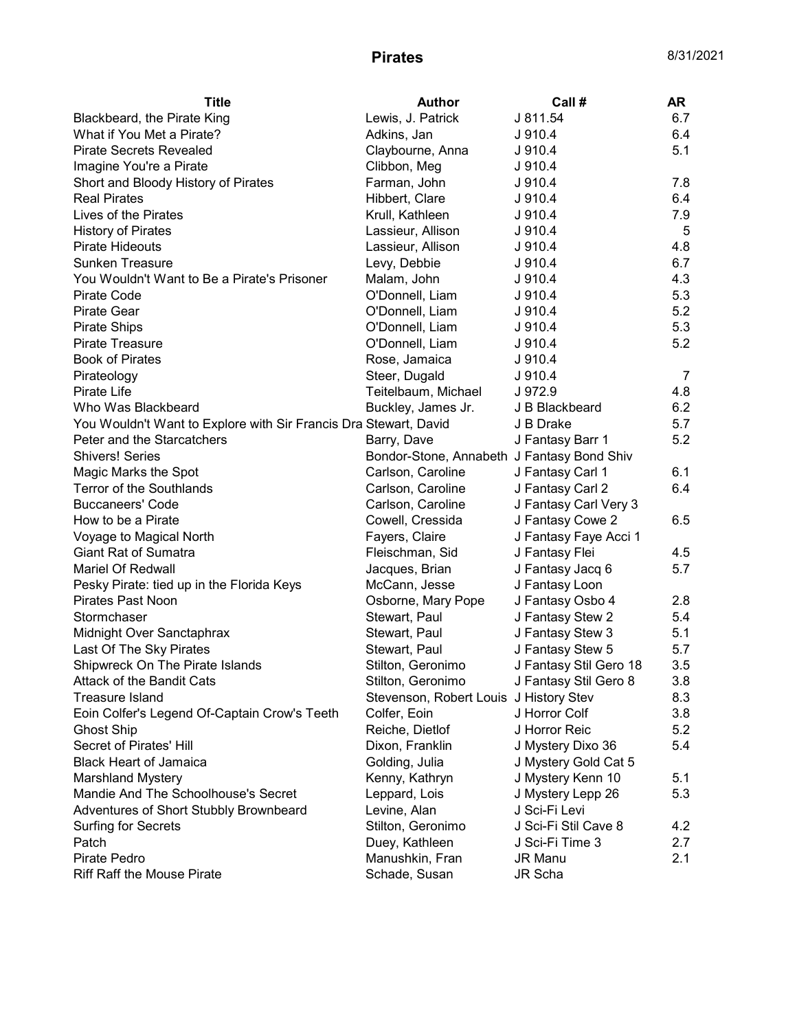# Pirates

8/31/2021

| Title | Author | Call # | AR |
|---|---|---|---|
| Blackbeard, the Pirate King | Lewis, J. Patrick | J 811.54 | 6.7 |
| What if You Met a Pirate? | Adkins, Jan | J 910.4 | 6.4 |
| Pirate Secrets Revealed | Claybourne, Anna | J 910.4 | 5.1 |
| Imagine You're a Pirate | Clibbon, Meg | J 910.4 | |
| Short and Bloody History of Pirates | Farman, John | J 910.4 | 7.8 |
| Real Pirates | Hibbert, Clare | J 910.4 | 6.4 |
| Lives of the Pirates | Krull, Kathleen | J 910.4 | 7.9 |
| History of Pirates | Lassieur, Allison | J 910.4 | 5 |
| Pirate Hideouts | Lassieur, Allison | J 910.4 | 4.8 |
| Sunken Treasure | Levy, Debbie | J 910.4 | 6.7 |
| You Wouldn't Want to Be a Pirate's Prisoner | Malam, John | J 910.4 | 4.3 |
| Pirate Code | O'Donnell, Liam | J 910.4 | 5.3 |
| Pirate Gear | O'Donnell, Liam | J 910.4 | 5.2 |
| Pirate Ships | O'Donnell, Liam | J 910.4 | 5.3 |
| Pirate Treasure | O'Donnell, Liam | J 910.4 | 5.2 |
| Book of Pirates | Rose, Jamaica | J 910.4 | |
| Pirateology | Steer, Dugald | J 910.4 | 7 |
| Pirate Life | Teitelbaum, Michael | J 972.9 | 4.8 |
| Who Was Blackbeard | Buckley, James Jr. | J B Blackbeard | 6.2 |
| You Wouldn't Want to Explore with Sir Francis Dra | Stewart, David | J B Drake | 5.7 |
| Peter and the Starcatchers | Barry, Dave | J Fantasy Barr 1 | 5.2 |
| Shivers! Series | Bondor-Stone, Annabeth | J Fantasy Bond Shiv | |
| Magic Marks the Spot | Carlson, Caroline | J Fantasy Carl 1 | 6.1 |
| Terror of the Southlands | Carlson, Caroline | J Fantasy Carl 2 | 6.4 |
| Buccaneers' Code | Carlson, Caroline | J Fantasy Carl Very 3 | |
| How to be a Pirate | Cowell, Cressida | J Fantasy Cowe 2 | 6.5 |
| Voyage to Magical North | Fayers, Claire | J Fantasy Faye Acci 1 | |
| Giant Rat of Sumatra | Fleischman, Sid | J Fantasy Flei | 4.5 |
| Mariel Of Redwall | Jacques, Brian | J Fantasy Jacq 6 | 5.7 |
| Pesky Pirate: tied up in the Florida Keys | McCann, Jesse | J Fantasy Loon | |
| Pirates Past Noon | Osborne, Mary Pope | J Fantasy Osbo 4 | 2.8 |
| Stormchaser | Stewart, Paul | J Fantasy Stew 2 | 5.4 |
| Midnight Over Sanctaphrax | Stewart, Paul | J Fantasy Stew 3 | 5.1 |
| Last Of The Sky Pirates | Stewart, Paul | J Fantasy Stew 5 | 5.7 |
| Shipwreck On The Pirate Islands | Stilton, Geronimo | J Fantasy Stil Gero 18 | 3.5 |
| Attack of the Bandit Cats | Stilton, Geronimo | J Fantasy Stil Gero 8 | 3.8 |
| Treasure Island | Stevenson, Robert Louis | J History Stev | 8.3 |
| Eoin Colfer's Legend Of-Captain Crow's Teeth | Colfer, Eoin | J Horror Colf | 3.8 |
| Ghost Ship | Reiche, Dietlof | J Horror Reic | 5.2 |
| Secret of Pirates' Hill | Dixon, Franklin | J Mystery Dixo 36 | 5.4 |
| Black Heart of Jamaica | Golding, Julia | J Mystery Gold Cat 5 | |
| Marshland Mystery | Kenny, Kathryn | J Mystery Kenn 10 | 5.1 |
| Mandie And The Schoolhouse's Secret | Leppard, Lois | J Mystery Lepp 26 | 5.3 |
| Adventures of Short Stubbly Brownbeard | Levine, Alan | J Sci-Fi Levi | |
| Surfing for Secrets | Stilton, Geronimo | J Sci-Fi Stil Cave 8 | 4.2 |
| Patch | Duey, Kathleen | J Sci-Fi Time 3 | 2.7 |
| Pirate Pedro | Manushkin, Fran | JR Manu | 2.1 |
| Riff Raff the Mouse Pirate | Schade, Susan | JR Scha | |